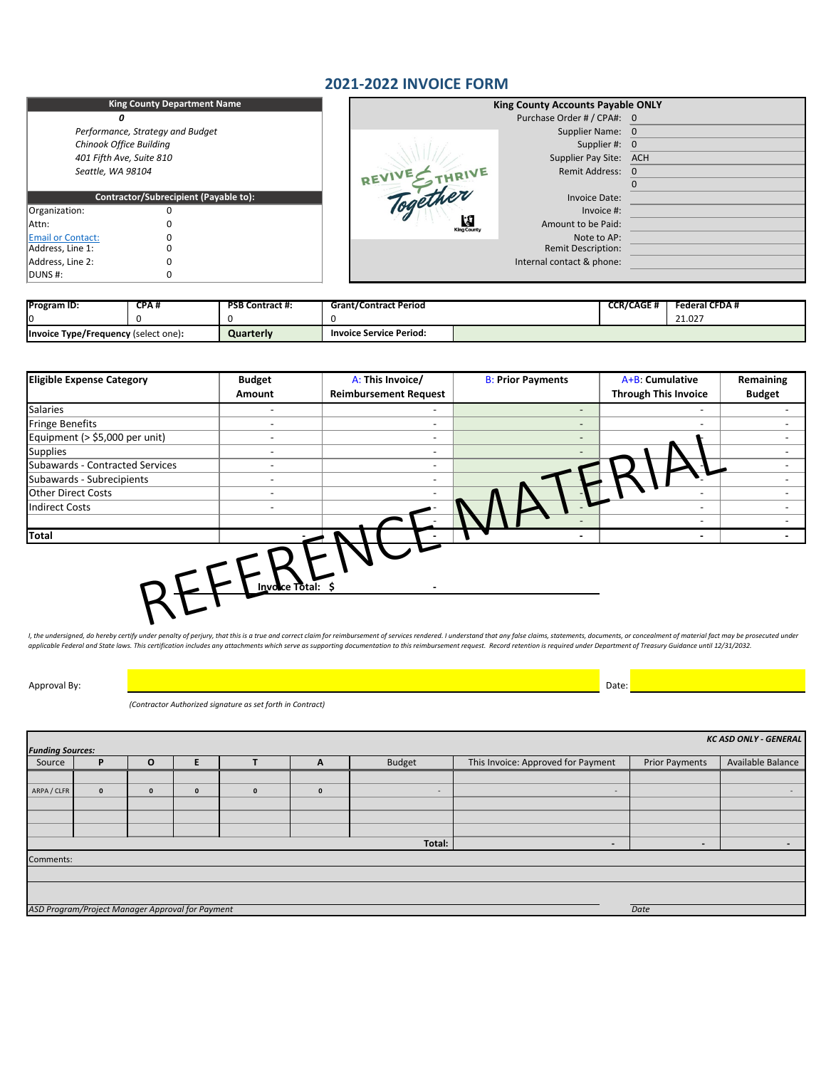# 2021-2022 INVOICE FORM

| King County Department Name | |
|---|---|
| *0* | |
| *Performance, Strategy and Budget* | |
| *Chinook Office Building* | |
| *401 Fifth Ave, Suite 810* | |
| *Seattle, WA 98104* | |

| Contractor/Subrecipient (Payable to): | |
|---|---|
| Organization: | 0 |
| Attn: | 0 |
| Email or Contact: | 0 |
| Address, Line 1: | 0 |
| Address, Line 2: | 0 |
| DUNS #: | 0 |

REVIVE & THRIVE Together — King County

| King County Accounts Payable ONLY | |
|---|---|
| Purchase Order # / CPA#: | 0 |
| Supplier Name: | 0 |
| Supplier #: | 0 |
| Supplier Pay Site: | ACH |
| Remit Address: | 0 |
| | 0 |
| Invoice Date: | |
| Invoice #: | |
| Amount to be Paid: | |
| Note to AP: | |
| Remit Description: | |
| Internal contact & phone: | |

| Program ID: | CPA # | PSB Contract #: | Grant/Contract Period | CCR/CAGE # | Federal CFDA # |
|---|---|---|---|---|---|
| 0 | 0 | 0 | 0 | | 21.027 |
| **Invoice Type/Frequency** (select one): | | **Quarterly** | **Invoice Service Period:** | | |

| Eligible Expense Category | Budget Amount | A: This Invoice/ Reimbursement Request | B: Prior Payments | A+B: Cumulative Through This Invoice | Remaining Budget |
|---|---|---|---|---|---|
| Salaries | - | - | - | - | - |
| Fringe Benefits | - | - | - | - | - |
| Equipment (> $5,000 per unit) | - | - | - | - | - |
| Supplies | - | - | - | - | - |
| Subawards - Contracted Services | - | - | - | - | - |
| Subawards - Subrecipients | - | - | - | - | - |
| Other Direct Costs | - | - | - | - | - |
| Indirect Costs | - | - | - | - | - |
| | | - | - | - | - |
| **Total** | - | - | - | - | - |

REFERENCE MATERIAL

**Invoice Total: $ -**

*I, the undersigned, do hereby certify under penalty of perjury, that this is a true and correct claim for reimbursement of services rendered. I understand that any false claims, statements, documents, or concealment of material fact may be prosecuted under applicable Federal and State laws. This certification includes any attachments which serve as supporting documentation to this reimbursement request. Record retention is required under Department of Treasury Guidance until 12/31/2032.*

Approval By: ______________________ Date: __________

*(Contractor Authorized signature as set forth in Contract)*

***KC ASD ONLY - GENERAL***

***Funding Sources:***

| Source | P | O | E | T | A | Budget | This Invoice: Approved for Payment | Prior Payments | Available Balance |
|---|---|---|---|---|---|---|---|---|---|
| | | | | | | | | | |
| ARPA / CLFR | 0 | 0 | 0 | 0 | 0 | - | - | | - |
| | | | | | | | | | |
| | | | | | | | | | |
| | | | | | | | | | |
| | | | | | | **Total:** | - | - | - |

Comments:

*ASD Program/Project Manager Approval for Payment* — *Date*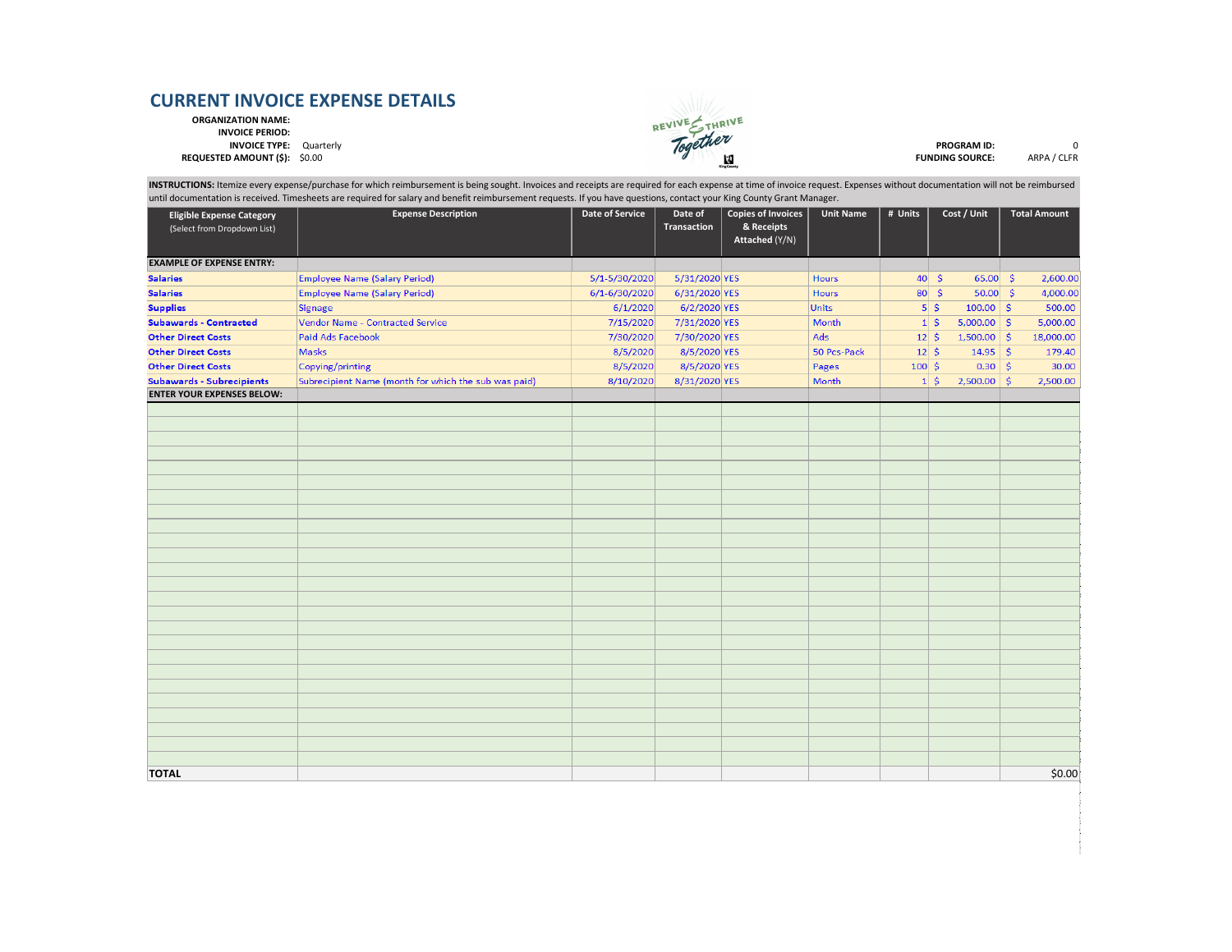# CURRENT INVOICE EXPENSE DETAILS

**ORGANIZATION NAME:**
**INVOICE PERIOD:**
**INVOICE TYPE:** Quarterly
**REQUESTED AMOUNT ($):** $0.00

**PROGRAM ID:** 0
**FUNDING SOURCE:** ARPA / CLFR

**INSTRUCTIONS:** Itemize every expense/purchase for which reimbursement is being sought. Invoices and receipts are required for each expense at time of invoice request. Expenses without documentation will not be reimbursed until documentation is received. Timesheets are required for salary and benefit reimbursement requests. If you have questions, contact your King County Grant Manager.

| Eligible Expense Category (Select from Dropdown List) | Expense Description | Date of Service | Date of Transaction | Copies of Invoices & Receipts Attached (Y/N) | Unit Name | # Units | Cost / Unit | Total Amount |
|---|---|---|---|---|---|---|---|---|
| **EXAMPLE OF EXPENSE ENTRY:** | | | | | | | | |
| **Salaries** | Employee Name (Salary Period) | 5/1-5/30/2020 | 5/31/2020 | YES | Hours | 40 | $ 65.00 | $ 2,600.00 |
| **Salaries** | Employee Name (Salary Period) | 6/1-6/30/2020 | 6/31/2020 | YES | Hours | 80 | $ 50.00 | $ 4,000.00 |
| **Supplies** | Signage | 6/1/2020 | 6/2/2020 | YES | Units | 5 | $ 100.00 | $ 500.00 |
| **Subawards - Contracted** | Vendor Name - Contracted Service | 7/15/2020 | 7/31/2020 | YES | Month | 1 | $ 5,000.00 | $ 5,000.00 |
| **Other Direct Costs** | Paid Ads Facebook | 7/30/2020 | 7/30/2020 | YES | Ads | 12 | $ 1,500.00 | $ 18,000.00 |
| **Other Direct Costs** | Masks | 8/5/2020 | 8/5/2020 | YES | 50 Pcs-Pack | 12 | $ 14.95 | $ 179.40 |
| **Other Direct Costs** | Copying/printing | 8/5/2020 | 8/5/2020 | YES | Pages | 100 | $ 0.30 | $ 30.00 |
| **Subawards - Subrecipients** | Subrecipient Name (month for which the sub was paid) | 8/10/2020 | 8/31/2020 | YES | Month | 1 | $ 2,500.00 | $ 2,500.00 |
| **ENTER YOUR EXPENSES BELOW:** | | | | | | | | |
| | | | | | | | | |
| | | | | | | | | |
| | | | | | | | | |
| | | | | | | | | |
| | | | | | | | | |
| | | | | | | | | |
| | | | | | | | | |
| | | | | | | | | |
| | | | | | | | | |
| | | | | | | | | |
| | | | | | | | | |
| | | | | | | | | |
| | | | | | | | | |
| | | | | | | | | |
| | | | | | | | | |
| | | | | | | | | |
| | | | | | | | | |
| | | | | | | | | |
| | | | | | | | | |
| | | | | | | | | |
| | | | | | | | | |
| | | | | | | | | |
| | | | | | | | | |
| | | | | | | | | |
| **TOTAL** | | | | | | | | $0.00 |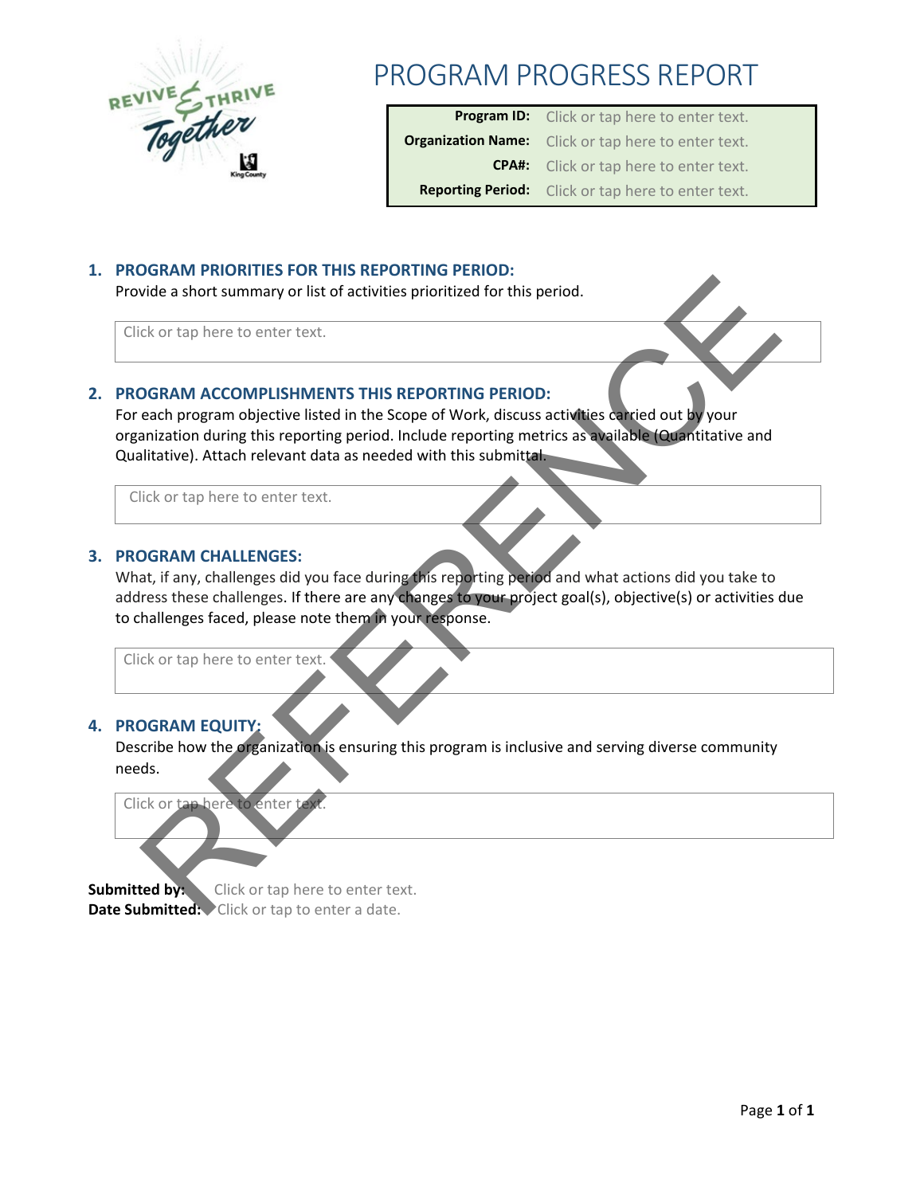# PROGRAM PROGRESS REPORT

| | |
|---|---|
| **Program ID:** | Click or tap here to enter text. |
| **Organization Name:** | Click or tap here to enter text. |
| **CPA#:** | Click or tap here to enter text. |
| **Reporting Period:** | Click or tap here to enter text. |

REFERENCE

## 1. PROGRAM PRIORITIES FOR THIS REPORTING PERIOD:

Provide a short summary or list of activities prioritized for this period.

Click or tap here to enter text.

## 2. PROGRAM ACCOMPLISHMENTS THIS REPORTING PERIOD:

For each program objective listed in the Scope of Work, discuss activities carried out by your organization during this reporting period. Include reporting metrics as available (Quantitative and Qualitative). Attach relevant data as needed with this submittal.

Click or tap here to enter text.

## 3. PROGRAM CHALLENGES:

What, if any, challenges did you face during this reporting period and what actions did you take to address these challenges. If there are any changes to your project goal(s), objective(s) or activities due to challenges faced, please note them in your response.

Click or tap here to enter text.

## 4. PROGRAM EQUITY:

Describe how the organization is ensuring this program is inclusive and serving diverse community needs.

Click or tap here to enter text.

**Submitted by:** Click or tap here to enter text.
**Date Submitted:** Click or tap to enter a date.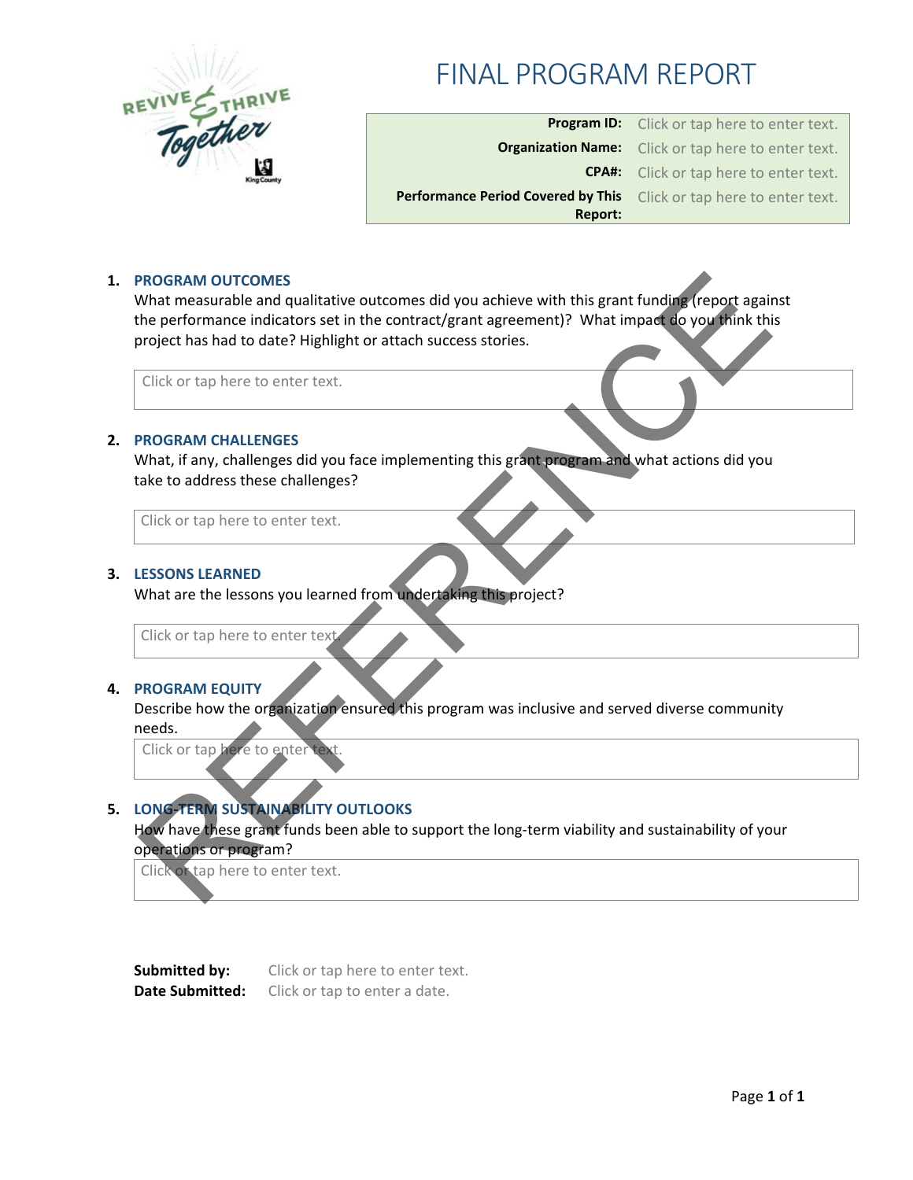# FINAL PROGRAM REPORT

| | |
|---|---|
| **Program ID:** | Click or tap here to enter text. |
| **Organization Name:** | Click or tap here to enter text. |
| **CPA#:** | Click or tap here to enter text. |
| **Performance Period Covered by This Report:** | Click or tap here to enter text. |

REFERENCE

1. **PROGRAM OUTCOMES**
   What measurable and qualitative outcomes did you achieve with this grant funding (report against the performance indicators set in the contract/grant agreement)? What impact do you think this project has had to date? Highlight or attach success stories.

   Click or tap here to enter text.

2. **PROGRAM CHALLENGES**
   What, if any, challenges did you face implementing this grant program and what actions did you take to address these challenges?

   Click or tap here to enter text.

3. **LESSONS LEARNED**
   What are the lessons you learned from undertaking this project?

   Click or tap here to enter text.

4. **PROGRAM EQUITY**
   Describe how the organization ensured this program was inclusive and served diverse community needs.

   Click or tap here to enter text.

5. **LONG-TERM SUSTAINABILITY OUTLOOKS**
   How have these grant funds been able to support the long-term viability and sustainability of your operations or program?

   Click or tap here to enter text.

**Submitted by:** Click or tap here to enter text.
**Date Submitted:** Click or tap to enter a date.